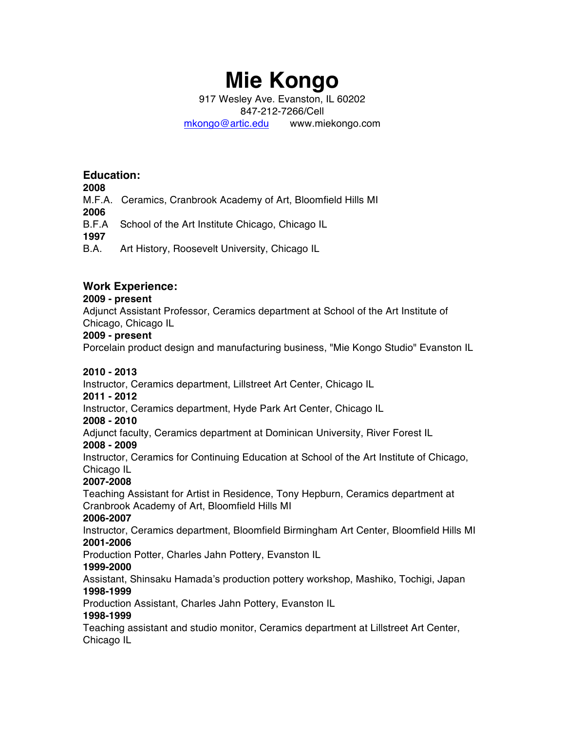# Mie Kongo

917 Wesley Ave. Evanston, IL 60202
847-212-7266/Cell
mkongo@artic.edu www.miekongo.com

## Education:

**2008**
M.F.A. Ceramics, Cranbrook Academy of Art, Bloomfield Hills MI
**2006**
B.F.A School of the Art Institute Chicago, Chicago IL
**1997**
B.A. Art History, Roosevelt University, Chicago IL

## Work Experience:

**2009 - present**
Adjunct Assistant Professor, Ceramics department at School of the Art Institute of Chicago, Chicago IL
**2009 - present**
Porcelain product design and manufacturing business, "Mie Kongo Studio" Evanston IL

**2010 - 2013**
Instructor, Ceramics department, Lillstreet Art Center, Chicago IL
**2011 - 2012**
Instructor, Ceramics department, Hyde Park Art Center, Chicago IL
**2008 - 2010**
Adjunct faculty, Ceramics department at Dominican University, River Forest IL
**2008 - 2009**
Instructor, Ceramics for Continuing Education at School of the Art Institute of Chicago, Chicago IL
**2007-2008**
Teaching Assistant for Artist in Residence, Tony Hepburn, Ceramics department at Cranbrook Academy of Art, Bloomfield Hills MI
**2006-2007**
Instructor, Ceramics department, Bloomfield Birmingham Art Center, Bloomfield Hills MI
**2001-2006**
Production Potter, Charles Jahn Pottery, Evanston IL
**1999-2000**
Assistant, Shinsaku Hamada's production pottery workshop, Mashiko, Tochigi, Japan
**1998-1999**
Production Assistant, Charles Jahn Pottery, Evanston IL
**1998-1999**
Teaching assistant and studio monitor, Ceramics department at Lillstreet Art Center, Chicago IL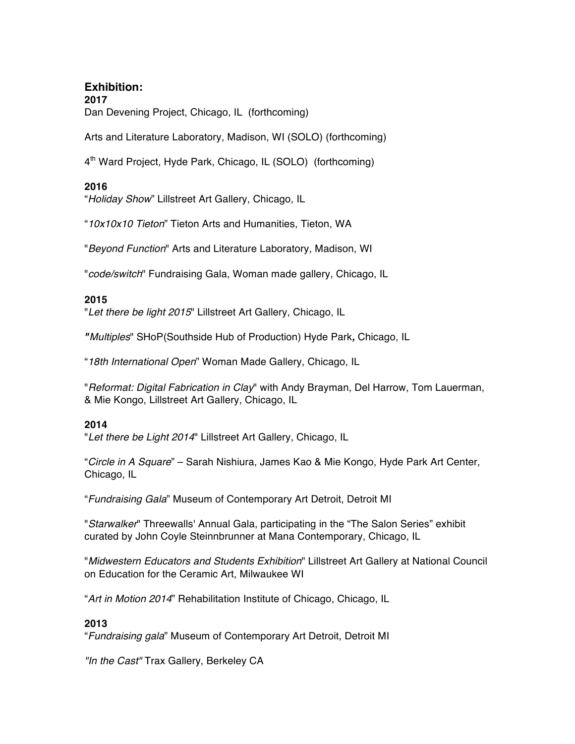## Exhibition:

**2017**

Dan Devening Project, Chicago, IL (forthcoming)

Arts and Literature Laboratory, Madison, WI (SOLO) (forthcoming)

4th Ward Project, Hyde Park, Chicago, IL (SOLO) (forthcoming)

**2016**

"*Holiday Show*" Lillstreet Art Gallery, Chicago, IL

"*10x10x10 Tieton*" Tieton Arts and Humanities, Tieton, WA

"*Beyond Function*" Arts and Literature Laboratory, Madison, WI

"*code/switch*" Fundraising Gala, Woman made gallery, Chicago, IL

**2015**

"*Let there be light 2015*" Lillstreet Art Gallery, Chicago, IL

"*Multiples*" SHoP(Southside Hub of Production) Hyde Park, Chicago, IL

"*18th International Open*" Woman Made Gallery, Chicago, IL

"*Reformat: Digital Fabrication in Clay*" with Andy Brayman, Del Harrow, Tom Lauerman, & Mie Kongo, Lillstreet Art Gallery, Chicago, IL

**2014**

"*Let there be Light 2014*" Lillstreet Art Gallery, Chicago, IL

"*Circle in A Square*" – Sarah Nishiura, James Kao & Mie Kongo, Hyde Park Art Center, Chicago, IL

"*Fundraising Gala*" Museum of Contemporary Art Detroit, Detroit MI

"*Starwalker*" Threewalls' Annual Gala, participating in the "The Salon Series" exhibit curated by John Coyle Steinnbrunner at Mana Contemporary, Chicago, IL

"*Midwestern Educators and Students Exhibition*" Lillstreet Art Gallery at National Council on Education for the Ceramic Art, Milwaukee WI

"*Art in Motion 2014*" Rehabilitation Institute of Chicago, Chicago, IL

**2013**

"*Fundraising gala*" Museum of Contemporary Art Detroit, Detroit MI

*"In the Cast"* Trax Gallery, Berkeley CA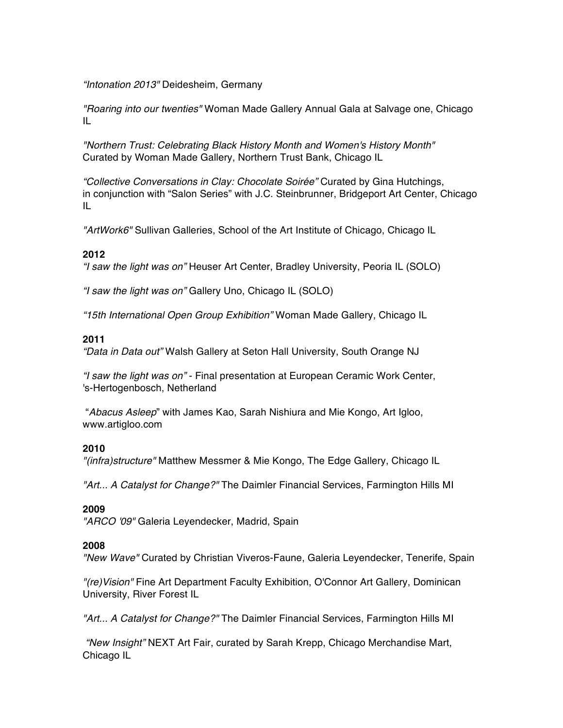*"Intonation 2013"* Deidesheim, Germany

*"Roaring into our twenties"* Woman Made Gallery Annual Gala at Salvage one, Chicago IL

*"Northern Trust: Celebrating Black History Month and Women's History Month"* Curated by Woman Made Gallery, Northern Trust Bank, Chicago IL

*"Collective Conversations in Clay: Chocolate Soirée"* Curated by Gina Hutchings, in conjunction with "Salon Series" with J.C. Steinbrunner, Bridgeport Art Center, Chicago IL

*"ArtWork6"* Sullivan Galleries, School of the Art Institute of Chicago, Chicago IL

**2012**

*"I saw the light was on"* Heuser Art Center, Bradley University, Peoria IL (SOLO)

*"I saw the light was on"* Gallery Uno, Chicago IL (SOLO)

*"15th International Open Group Exhibition"* Woman Made Gallery, Chicago IL

**2011**

*"Data in Data out"* Walsh Gallery at Seton Hall University, South Orange NJ

*"I saw the light was on"* - Final presentation at European Ceramic Work Center, 's-Hertogenbosch, Netherland

"*Abacus Asleep*" with James Kao, Sarah Nishiura and Mie Kongo, Art Igloo, www.artigloo.com

**2010**

*"(infra)structure"* Matthew Messmer & Mie Kongo, The Edge Gallery, Chicago IL

*"Art... A Catalyst for Change?"* The Daimler Financial Services, Farmington Hills MI

**2009**

*"ARCO '09"* Galeria Leyendecker, Madrid, Spain

**2008**

*"New Wave"* Curated by Christian Viveros-Faune, Galeria Leyendecker, Tenerife, Spain

*"(re)Vision"* Fine Art Department Faculty Exhibition, O'Connor Art Gallery, Dominican University, River Forest IL

*"Art... A Catalyst for Change?"* The Daimler Financial Services, Farmington Hills MI

*"New Insight"* NEXT Art Fair, curated by Sarah Krepp, Chicago Merchandise Mart, Chicago IL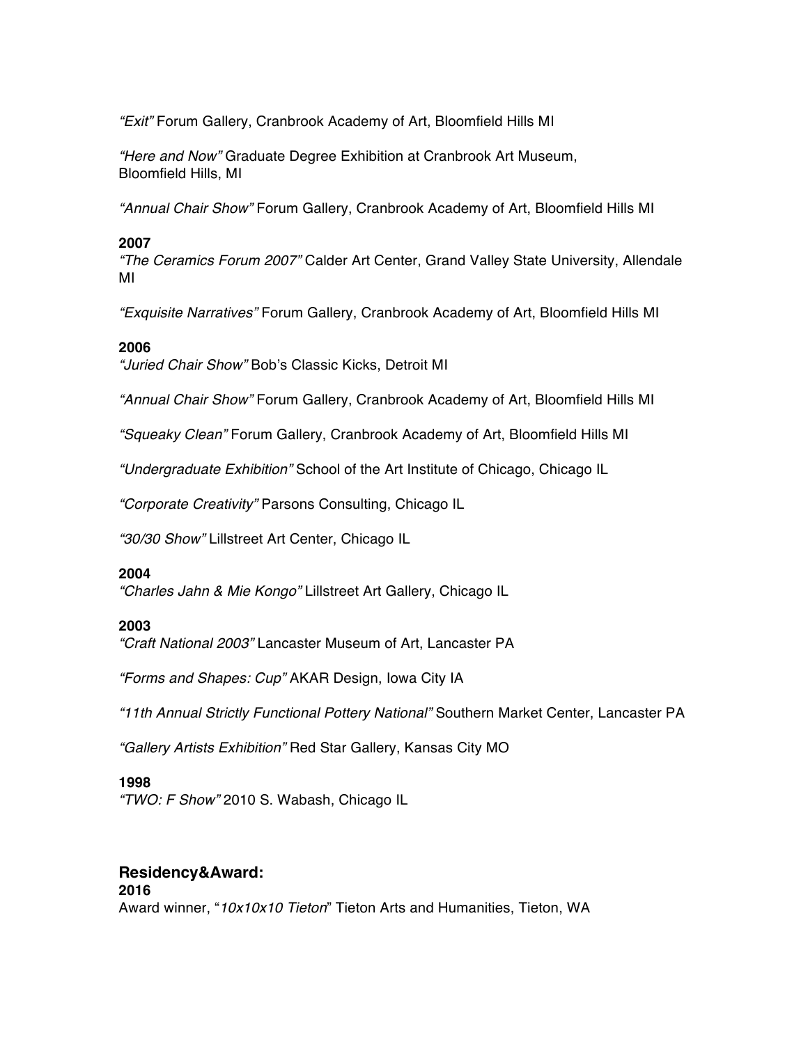*“Exit”* Forum Gallery, Cranbrook Academy of Art, Bloomfield Hills MI

*“Here and Now”* Graduate Degree Exhibition at Cranbrook Art Museum, Bloomfield Hills, MI

*“Annual Chair Show”* Forum Gallery, Cranbrook Academy of Art, Bloomfield Hills MI

**2007**
*“The Ceramics Forum 2007”* Calder Art Center, Grand Valley State University, Allendale MI

*“Exquisite Narratives”* Forum Gallery, Cranbrook Academy of Art, Bloomfield Hills MI

**2006**
*“Juried Chair Show”* Bob’s Classic Kicks, Detroit MI

*“Annual Chair Show”* Forum Gallery, Cranbrook Academy of Art, Bloomfield Hills MI

*“Squeaky Clean”* Forum Gallery, Cranbrook Academy of Art, Bloomfield Hills MI

*“Undergraduate Exhibition”* School of the Art Institute of Chicago, Chicago IL

*“Corporate Creativity”* Parsons Consulting, Chicago IL

*“30/30 Show”* Lillstreet Art Center, Chicago IL

**2004**
*“Charles Jahn & Mie Kongo”* Lillstreet Art Gallery, Chicago IL

**2003**
*“Craft National 2003”* Lancaster Museum of Art, Lancaster PA

*“Forms and Shapes: Cup”* AKAR Design, Iowa City IA

*“11th Annual Strictly Functional Pottery National”* Southern Market Center, Lancaster PA

*“Gallery Artists Exhibition”* Red Star Gallery, Kansas City MO

**1998**
*“TWO: F Show”* 2010 S. Wabash, Chicago IL

## Residency&Award:

**2016**
Award winner, “*10x10x10 Tieton*” Tieton Arts and Humanities, Tieton, WA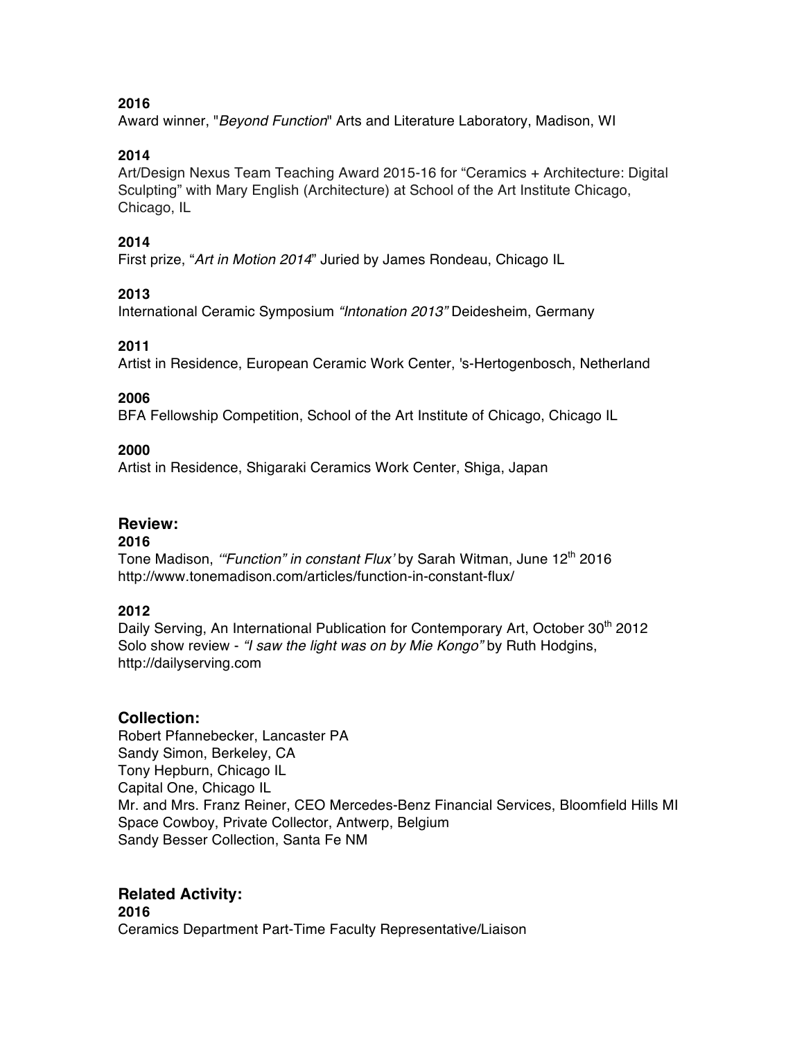**2016**
Award winner, "*Beyond Function*" Arts and Literature Laboratory, Madison, WI

**2014**
Art/Design Nexus Team Teaching Award 2015-16 for "Ceramics + Architecture: Digital Sculpting" with Mary English (Architecture) at School of the Art Institute Chicago, Chicago, IL

**2014**
First prize, "*Art in Motion 2014*" Juried by James Rondeau, Chicago IL

**2013**
International Ceramic Symposium *"Intonation 2013"* Deidesheim, Germany

**2011**
Artist in Residence, European Ceramic Work Center, 's-Hertogenbosch, Netherland

**2006**
BFA Fellowship Competition, School of the Art Institute of Chicago, Chicago IL

**2000**
Artist in Residence, Shigaraki Ceramics Work Center, Shiga, Japan

## Review:

**2016**
Tone Madison, *'"Function" in constant Flux'* by Sarah Witman, June 12th 2016
http://www.tonemadison.com/articles/function-in-constant-flux/

**2012**
Daily Serving, An International Publication for Contemporary Art, October 30th 2012
Solo show review - *"I saw the light was on by Mie Kongo"* by Ruth Hodgins,
http://dailyserving.com

## Collection:

Robert Pfannebecker, Lancaster PA
Sandy Simon, Berkeley, CA
Tony Hepburn, Chicago IL
Capital One, Chicago IL
Mr. and Mrs. Franz Reiner, CEO Mercedes-Benz Financial Services, Bloomfield Hills MI
Space Cowboy, Private Collector, Antwerp, Belgium
Sandy Besser Collection, Santa Fe NM

## Related Activity:

**2016**
Ceramics Department Part-Time Faculty Representative/Liaison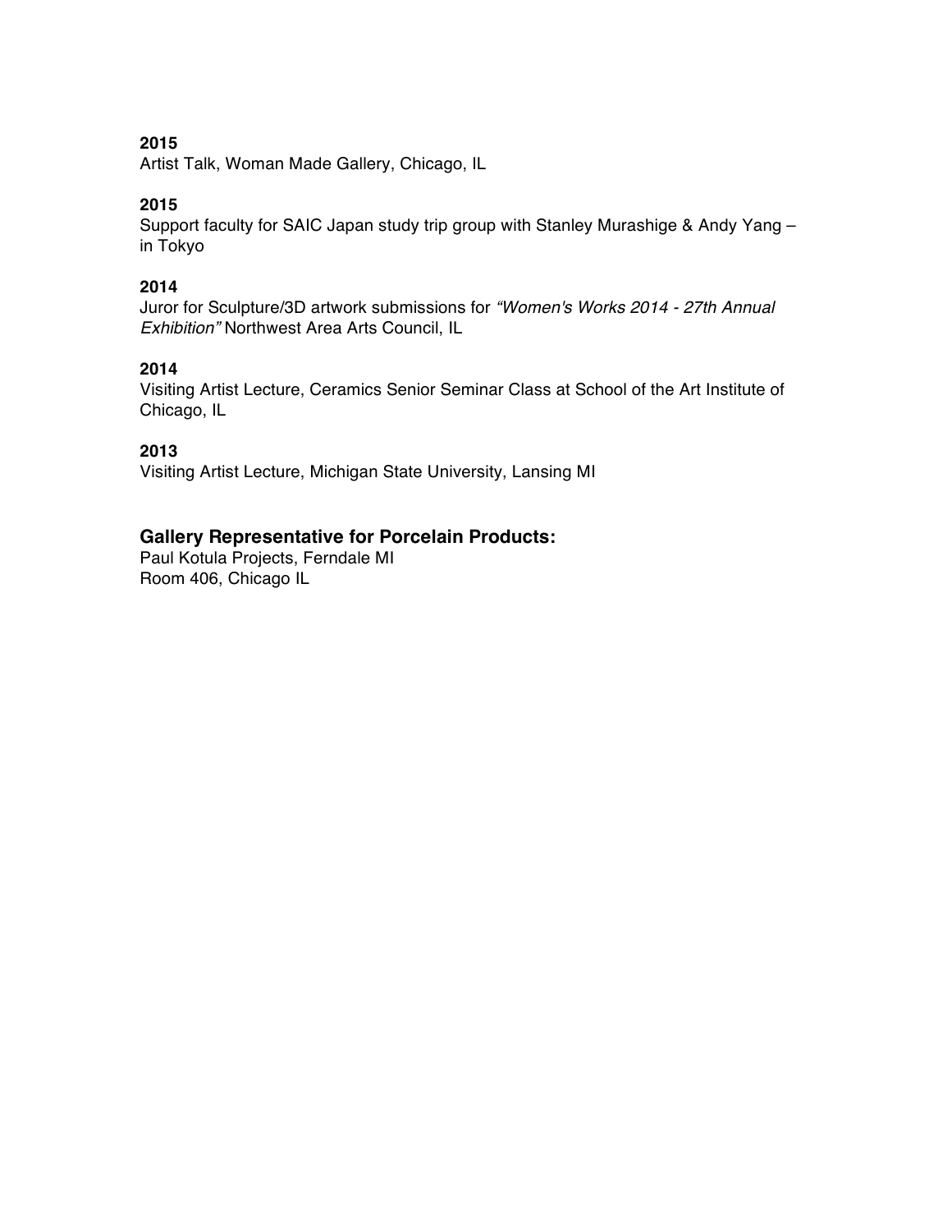**2015**
Artist Talk, Woman Made Gallery, Chicago, IL

**2015**
Support faculty for SAIC Japan study trip group with Stanley Murashige & Andy Yang – in Tokyo

**2014**
Juror for Sculpture/3D artwork submissions for *"Women's Works 2014 - 27th Annual Exhibition"* Northwest Area Arts Council, IL

**2014**
Visiting Artist Lecture, Ceramics Senior Seminar Class at School of the Art Institute of Chicago, IL

**2013**
Visiting Artist Lecture, Michigan State University, Lansing MI

### Gallery Representative for Porcelain Products:

Paul Kotula Projects, Ferndale MI
Room 406, Chicago IL